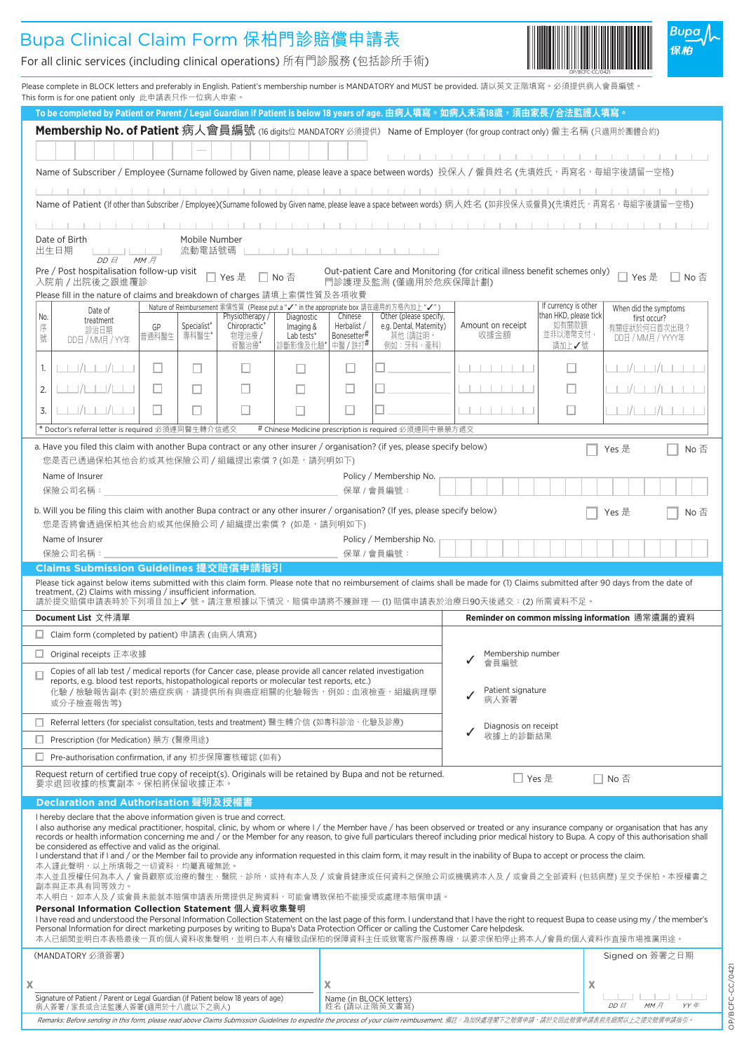# Bupa Clinical Claim Form 保柏門診賠償申請表

For all clinic services (including clinical operations) 所有門診服務 (包括診所手術)

Bupa 保柏

Please complete in BLOCK letters and preferably in English. Patient's membership number is MANDATORY and MUST be provided. 請以英文正階填寫。必須提供病人會員編號。
This form is for one patient only 此申請表只供一位病人申索。

## To be completed by Patient or Parent / Legal Guardian if Patient is below 18 years of age. 由病人填寫。如病人未滿18歲，須由家長 / 合法監護人填寫。

**Membership No. of Patient 病人會員編號** (16 digits位 MANDATORY 必須提供) Name of Employer (for group contract only) 僱主名稱 (只適用於團體合約)

Name of Subscriber / Employee (Surname followed by Given name, please leave a space between words) 投保人 / 僱員姓名 (先填姓氏，再寫名，每組字後請留一空格)

Name of Patient (If other than Subscriber / Employee)(Surname followed by Given name, please leave a space between words) 病人姓名 (如非投保人或僱員)(先填姓氏，再寫名，每組字後請留一空格)

Date of Birth 出生日期 DD 日 MM 月

Mobile Number 流動電話號碼

Pre / Post hospitalisation follow-up visit 入院前 / 出院後之跟進覆診 ☐ Yes 是 ☐ No 否

Out-patient Care and Monitoring (for critical illness benefit schemes only) 門診護理及監測 (僅適用於危疾保障計劃) ☐ Yes 是 ☐ No 否

Please fill in the nature of claims and breakdown of charges 請填上索償性質及各項收費

| No. 序號 | Date of treatment 診治日期 DD日 / MM月 / YY年 | Nature of Reimbursement 索償性質 (Please put a "✓" in the appropriate box 請在適用的方格內加上"✓") GP 普通科醫生 | Specialist* 專科醫生* | Physiotherapy / Chiropractic* 物理治療 / 脊醫治療* | Diagnostic Imaging & Lab tests* 診斷影像及化驗* | Chinese Herbalist / Bonesetter# 中醫 / 跌打# | Other (please specify, e.g. Dental, Maternity) 其他 (請註明，例如：牙科、產科) | Amount on receipt 收據金額 | If currency is other than HKD, please tick 如有關款額並非以港幣支付，請加上✓號 | When did the symptoms first occur? 有關症狀於何日首次出現？ DD日 / MM月 / YYYY年 |
|---|---|---|---|---|---|---|---|---|---|---|
| 1. | ___/___/___ | ☐ | ☐ | ☐ | ☐ | ☐ | ☐ | | ☐ | ___/___/___ |
| 2. | ___/___/___ | ☐ | ☐ | ☐ | ☐ | ☐ | ☐ | | ☐ | ___/___/___ |
| 3. | ___/___/___ | ☐ | ☐ | ☐ | ☐ | ☐ | ☐ | | ☐ | ___/___/___ |

\* Doctor's referral letter is required 必須連同醫生轉介信遞交 # Chinese Medicine prescription is required 必須連同中藥藥方遞交

a. Have you filed this claim with another Bupa contract or any other insurer / organisation? (if yes, please specify below) ☐ Yes 是 ☐ No 否
您是否已透過保柏其他合約或其他保險公司 / 組織提出索償？(如是，請列明如下)

Name of Insurer 保險公司名稱：________ Policy / Membership No. 保單 / 會員編號：

b. Will you be filing this claim with another Bupa contract or any other insurer / organisation? (If yes, please specify below) ☐ Yes 是 ☐ No 否
您是否將會透過保柏其他合約或其他保險公司 / 組織提出索償？(如是，請列明如下)

Name of Insurer 保險公司名稱：________ Policy / Membership No. 保單 / 會員編號：

## Claims Submission Guidelines 提交賠償申請指引

Please tick against below items submitted with this claim form. Please note that no reimbursement of claims shall be made for (1) Claims submitted after 90 days from the date of treatment, (2) Claims with missing / insufficient information.
請於提交賠償申請表時於下列項目加上✓號。請注意根據以下情況，賠償申請將不獲辦理 — (1) 賠償申請表於治療日90天後遞交；(2) 所需資料不足。

**Document List 文件清單**

- ☐ Claim form (completed by patient) 申請表 (由病人填寫)
- ☐ Original receipts 正本收據
- ☐ Copies of all lab test / medical reports (for Cancer case, please provide all cancer related investigation reports, e.g. blood test reports, histopathological reports or molecular test reports, etc.) 化驗 / 檢驗報告副本 (對於癌症疾病，請提供所有與癌症相關的化驗報告，例如：血液檢查，組織病理學或分子檢查報告等)
- ☐ Referral letters (for specialist consultation, tests and treatment) 醫生轉介信 (如專科診治、化驗及診療)
- ☐ Prescription (for Medication) 藥方 (醫療用途)
- ☐ Pre-authorisation confirmation, if any 初步保障審核確認 (如有)

**Reminder on common missing information 通常遺漏的資料**

- ✓ Membership number 會員編號
- ✓ Patient signature 病人簽署
- ✓ Diagnosis on receipt 收據上的診斷結果

Request return of certified true copy of receipt(s). Originals will be retained by Bupa and not be returned. 要求退回收據的核實副本。保柏將保留收據正本。 ☐ Yes 是 ☐ No 否

## Declaration and Authorisation 聲明及授權書

I hereby declare that the above information given is true and correct.
I also authorise any medical practitioner, hospital, clinic, by whom or where I / the Member have / has been observed or treated or any insurance company or organisation that has any records or health information concerning me and / or the Member for any reason, to give full particulars thereof including prior medical history to Bupa. A copy of this authorisation shall be considered as effective and valid as the original.
I understand that if I and / or the Member fail to provide any information requested in this claim form, it may result in the inability of Bupa to accept or process the claim.
本人謹此聲明，以上所填報之一切資料，均屬真確無訛。
本人並且授權任何為本人 / 會員觀察或治療的醫生、醫院、診所，或持有本人及 / 或會員健康或任何資料之保險公司或機構將本人及 / 或會員之全部資料 (包括病歷) 呈交予保柏。本授權書之副本與正本具有同等效力。
本人明白，如本人及 / 或會員未能就本賠償申請表所需提供足夠資料，可能會導致保柏不能接受或處理本賠償申請。

**Personal Information Collection Statement 個人資料收集聲明**

I have read and understood the Personal Information Collection Statement on the last page of this form. I understand that I have the right to request Bupa to cease using my / the member's Personal Information for direct marketing purposes by writing to Bupa's Data Protection Officer or calling the Customer Care helpdesk.
本人已細閱並明白本表格最後一頁的個人資料收集聲明，並明白本人有權致函保柏的保障資料主任或致電客戶服務專線，以要求保柏停止將本人/會員的個人資料作直接市場推廣用途。

(MANDATORY 必須簽署)

X ________ Signature of Patient / Parent or Legal Guardian (if Patient below 18 years of age) 病人簽署 / 家長或合法監護人簽署(適用於十八歲以下之病人)

X ________ Name (in BLOCK letters) 姓名 (請以正階英文書寫)

Signed on 簽署之日期 X ___/___/___ DD 日 MM 月 YY 年

*Remarks: Before sending in this form, please read above Claims Submission Guidelines to expedite the process of your claim reimbursement. 備註：為加快處理閣下之賠償申請，請於交回此賠償申請表前先細閱以上之提交賠償申請指引。*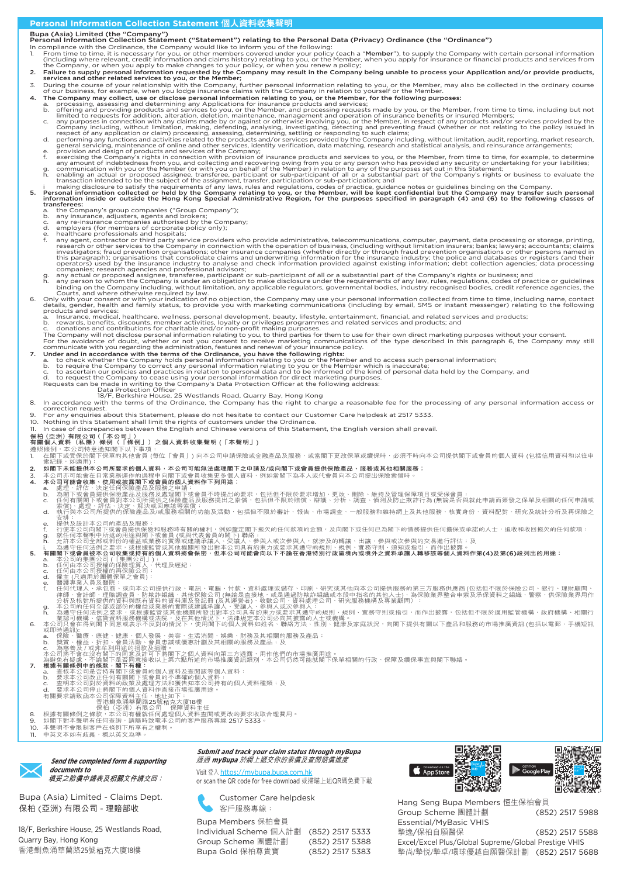## Personal Information Collection Statement 個人資料收集聲明

**Bupa (Asia) Limited (the "Company")**
**Personal Information Collection Statement ("Statement") relating to the Personal Data (Privacy) Ordinance (the "Ordinance")**

In compliance with the Ordinance, the Company would like to inform you of the following:

1. From time to time, it is necessary for you, or other members covered under your policy (each a "**Member**"), to supply the Company with certain personal information (including where relevant, credit information and claims history) relating to you, or the Member, when you apply for insurance or financial products and services from the Company, or when you apply to make changes to your policy, or when you renew a policy;
2. **Failure to supply personal information requested by the Company may result in the Company being unable to process your Application and/or provide products, services and other related services to you, or the Member;**
3. During the course of your relationship with the Company, further personal information relating to you, or the Member, may also be collected in the ordinary course of our business, for example, when you lodge insurance claims with the Company in relation to yourself or the Member.
4. **The Company may collect, use or disclose personal information relating to you, or the Member, for the following purposes:**
   a. processing, assessing and determining any Applications for insurance products and services;
   b. offering and providing products and services to you, or the Member, and processing requests made by you, or the Member, from time to time, including but not limited to requests for addition, alteration, deletion, maintenance, management and operation of insurance benefits or insured Members;
   c. any purposes in connection with any claims made by or against or otherwise involving you, or the Member, in respect of any products and/or services provided by the Company including, without limitation, making, defending, analysing, investigating, detecting and preventing fraud (whether or not relating to the policy issued in respect of any application or claim) processing, assessing, determining, settling or responding to such claims;
   d. performing any functions and activities related to the products and/or services provided by the Company including, without limitation, audit, reporting, market research, general servicing, maintenance of online and other services, identity verification, data matching, research and statistical analysis, and reinsurance arrangements;
   e. provision and design of products and services of the Company;
   f. exercising the Company's rights in connection with provision of insurance products and services to you, or the Member, from time to time, for example, to determine any amount of indebtedness from you, and collecting and recovering owing from you or any person who has provided any security or undertaking for your liabilities;
   g. communication with you or the Member (or with you on behalf of the Member) in relation to any of the purposes set out in this Statement;
   h. enabling an actual or proposed assignee, transferee, participant or sub-participant of all or a substantial part of the Company's rights or business to evaluate the transaction intended to be the subject of the assignment, transfer, participation or sub-participation; and
   i. making disclosure to satisfy the requirements of any laws, rules and regulations, codes of practice, guidance notes or guidelines binding on the Company.
5. **Personal information collected or held by the Company relating to you, or the Member, will be kept confidential but the Company may transfer such personal information inside or outside the Hong Kong Special Administrative Region, for the purposes specified in paragraph (4) and (6) to the following classes of transferees:**
   a. the Company's group companies ("Group Company");
   b. any insurance, adjusters, agents and brokers;
   c. any re-insurance companies authorised by the Company;
   d. employers (for members of corporate policy only);
   e. healthcare professionals and hospitals;
   f. any agent, contractor or third party service providers who provide administrative, telecommunications, computer, payment, data processing or storage, printing, research or other services to the Company in connection with the operation of business, (including without limitation insurers; banks; lawyers; accountants; claims investigators; fraud prevention organisations; other insurance companies (whether directly or through fraud prevention organisations or other persons named in this paragraph); organisations that consolidate claims and underwriting information for the insurance industry; the police and databases or registers (and their operators) used by the insurance industry to analyse and check information provided against existing information; debt collection agencies; data processing companies; research agencies and professional advisors;
   g. any actual or proposed assignee, transferee, participant or sub-participant of all or a substantial part of the Company's rights or business; and
   h. any person to whom the Company is under an obligation to make disclosure under the requirements of any law, rules, regulations, codes of practice or guidelines binding on the Company including, without limitation, any applicable regulators, governmental bodies, industry recognised bodies, credit reference agencies, the Courts, and where otherwise required by law.
6. Only with your consent or with your indication of no objection, the Company may use your personal information collected from time to time, including name, contact details, gender, health and family status, to provide you with marketing communications (including by email, SMS or instant messenger) relating to the following products and services:
   a. Insurance, medical, healthcare, wellness, personal development, beauty, lifestyle, entertainment, financial, and related services and products;
   b. rewards, benefits, discounts, member activities, loyalty or privileges programmes and related services and products; and
   c. donations and contributions for charitable and/or non-profit making purposes.

   The Company will not disclose personal information relating to you to third parties for them to use for their own direct marketing purposes without your consent.
   For the avoidance of doubt, whether or not you consent to receive marketing communications of the type described in this paragraph 6, the Company may still communicate with you regarding the administration, features and renewal of your insurance policy.
7. **Under and in accordance with the terms of the Ordinance, you have the following rights:**
   a. to check whether the Company holds personal information relating to you or the Member and to access such personal information;
   b. to require the Company to correct any personal information relating to you or the Member which is inaccurate;
   c. to ascertain our policies and practices in relation to personal data and to be informed of the kind of personal data held by the Company, and
   d. to request the Company to cease using your personal information for direct marketing purposes.

   Requests can be made in writing to the Company's Data Protection Officer at the following address:
   Data Protection Officer
   18/F, Berkshire House, 25 Westlands Road, Quarry Bay, Hong Kong
8. In accordance with the terms of the Ordinance, the Company has the right to charge a reasonable fee for the processing of any personal information access or correction request.
9. For any enquiries about this Statement, please do not hesitate to contact our Customer Care helpdesk at 2517 5333.
10. Nothing in this Statement shall limit the rights of customers under the Ordinance.
11. In case of discrepancies between the English and Chinese versions of this Statement, the English version shall prevail.

**保柏（亞洲）有限公司（「本公司」）**
**有關個人資料（私隱）條例（「條例」）之個人資料收集聲明（「本聲明」）**

遵照條例，本公司特此通知閣下以下事項：

1. 在閣下或受保於閣下保單的其他會員 (每位「會員」) 向本公司申請保險或金融產品及服務，或當閣下更改保單或續保時，必須不時向本公司提供閣下或會員的個人資料 (包括信用資料和以往申索紀錄，如適用)；
2. **如閣下未能提供本公司所要求的個人資料，本公司可能無法處理閣下之申請及/或向閣下或會員提供保險產品、服務或其他相關服務；**
3. 本公司亦可能會在日常業務運作的過程中向閣下或會員收集更多個人資料，例如當閣下為本人或代會員向本公司提出保險索償時。
4. **本公司可能會收集、使用或披露閣下或會員的個人資料作下列用途：**
   a. 處理、評估、決定任何保險產品及服務之申請；
   b. 為閣下或會員提供保險產品及服務及處理閣下或會員不時提出的要求，包括但不限於要求增加、更改、刪除、維持及管理保障項目或受保會員；
   c. 任何有關閣下或會員對本公司所提供之保險產品及服務提出之索償，包括但不限於賠償、辯護、分析、調查、偵測及防止欺詐行為 (無論是否與就此申請而簽發之保單及相關的任何申請或索償)、處理、評估、決定、解決或回應該等索償；
   d. 執行與本公司所提供的保險產品及/或服務相關的功能及活動，包括但不限於審計、報告、市場調查、一般服務和維持網上及其他服務、核實身份、資料配對、研究及統計分析及再保險之安排；
   e. 提供及設計本公司的產品及服務；
   f. 行使本公司向閣下或會員提供保險和服務時有關的權利，例如釐定閣下拖欠的任何款項的金額，及向閣下或任何已為閣下的債務提供任何擔保或承諾的人士，追收和收回拖欠的任何款項；
   g. 就任何本聲明中所述的用途與閣下或會員 (或與代表會員的閣下) 聯絡；
   h. 允許本公司全部或部份的權益或業務的實際或建議承讓人、受讓人、參與人或次參與人，就涉及的轉讓、出讓、參與或次參與的交易進行評估；及
   i. 為遵守任何法例之要求，或根據監管或其他機關所發出對本公司具有約束力或要求其遵守的規則、規例、實務守則、須知或指引，而作出披露。
5. **有關閣下或會員被本公司收集或持有的個人資料將會保密，但本公司可能會向以下不論在香港特別行政區境內或境外之資料承讓人轉移該等個人資料作第(4)及第(6)段列出的用途：**
   a. 本公司的集團公司 (「集團公司」)；
   b. 任何由本公司授權的保險理賠人、代理及經紀；
   c. 任何由本公司授權的再保險公司；
   d. 僱主 (只適用於團體保單之會員)；
   e. 醫護專業人員及醫院；
   f. 任何代理人、承包商、或向本公司提供行政、電訊、電腦、付款、資料處理或儲存、印刷、研究或其他向本公司提供服務的第三方服務供應商 (包括但不限於保險公司、銀行、理財顧問、律師、會計師、理賠調查員、防欺詐組織、其他保險公司 (無論是直接地，或是通過防欺詐組織或本段中指名的其他人士)、為保險業界整合申索及承保資料之組織、警察、供保險業界用作分析及核對所提供的資料與既有的資料庫及登記冊 (及其運營者)、收數公司、資料處理公司、研究服務機構及專業顧問)；
   g. 本公司的任何全部或部份的權益或業務的實際或建議承讓人、受讓人、參與人或次參與人；
   h. 為遵守任何法例之要求，或根據監管或其他機關所發出對本公司具有約束力或要求其遵守的規則、規例、實務守則或指引，而作出披露，包括但不限於適用監管機構、政府機構、相關行業認可機構、信貸資料服務機構或法院，及在其他情況下，法律規定本公司必向其披露的人士或機構。
6. 本公司只會在得到閣下同意或表示不反對的情況下，使用閣下的個人資料如姓名、聯絡方法、性別、健康及家庭狀況，向閣下提供有關以下產品和服務的市場推廣資訊 (包括以電郵、手機短訊或即時通訊)：
   a. 保險、醫療、康健、健康、個人發展、美容、生活消閒、娛樂、財務及其相關的服務及產品；
   b. 獎賞、權益、折扣、會員活動、會員忠誠或優惠計劃及其相關的服務及產品；及
   c. 為慈善及 / 或非牟利用途的捐款及捐贈。

   本公司將不會在沒有閣下的同意及許可下將閣下之個人資料向第三方透露，用作他們的市場推廣用途。
   為避免有疑慮，不論閣下是否同意收以上第六點所述的市場推廣資訊類別，本公司仍然可能就閣下保單相關的行政、保障及續保事宜與閣下聯絡。
7. **根據有關條例中的條款，閣下有權：**
   a. 查核本公司是否持有閣下或會員的個人資料及查閱該等個人資料；
   b. 要求本公司改正任何有關閣下或會員的不準確的個人資料；
   c. 查明本公司對於資料的政策及處理方法和獲告知本公司持有的個人資料種類；及
   d. 要求本公司停止將閣下的個人資料作直接市場推廣用途。

   有關要求請致函本公司保障資料主任，地址如下：
   香港鰂魚涌華蘭路25號栢克大廈18樓
   保柏（亞洲）有限公司 保障資料主任
8. 根據有關條例之條款，本公司有權就任何處理個人資料查閱或更改的要求收取合理費用。
9. 如閣下對本聲明有任何查詢，請隨時致電本公司的客戶服務專線 2517 5333。
10. 本聲明不會限制客戶在條例下所享有之權利。
11. 中英文本如有歧義，概以英文為準。

***Send the completed form & supporting documents to***
***填妥之賠償申請表及相關文件請交回：***

Bupa (Asia) Limited - Claims Dept.
保柏 (亞洲) 有限公司 - 理賠部

18/F, Berkshire House, 25 Westlands Road, Quarry Bay, Hong Kong
香港鰂魚涌華蘭路25號栢克大廈18樓

***Submit and track your claim status through myBupa***
***透過 myBupa 於網上遞交你的索償及查閱賠償進度***

Visit 登入 https://mybupa.bupa.com.hk
or scan the QR code for free download 或掃瞄上述QR碼免費下載

Customer Care helpdesk
客戶服務專線：

Bupa Members 保柏會員

| | |
|---|---|
| Individual Scheme 個人計劃 | (852) 2517 5333 |
| Group Scheme 團體計劃 | (852) 2517 5388 |
| Bupa Gold 保柏尊貴寶 | (852) 2517 5383 |

Hang Seng Bupa Members 恒生保柏會員

| | |
|---|---|
| Group Scheme 團體計劃 | (852) 2517 5988 |
| Essential/MyBasic VHIS 摯逸/保柏自願醫保 | (852) 2517 5588 |
| Excel/Excel Plus/Global Supreme/Global Prestige VHIS 摯尚/摯悅/摯卓/環球優越自願醫保計劃 | (852) 2517 5688 |